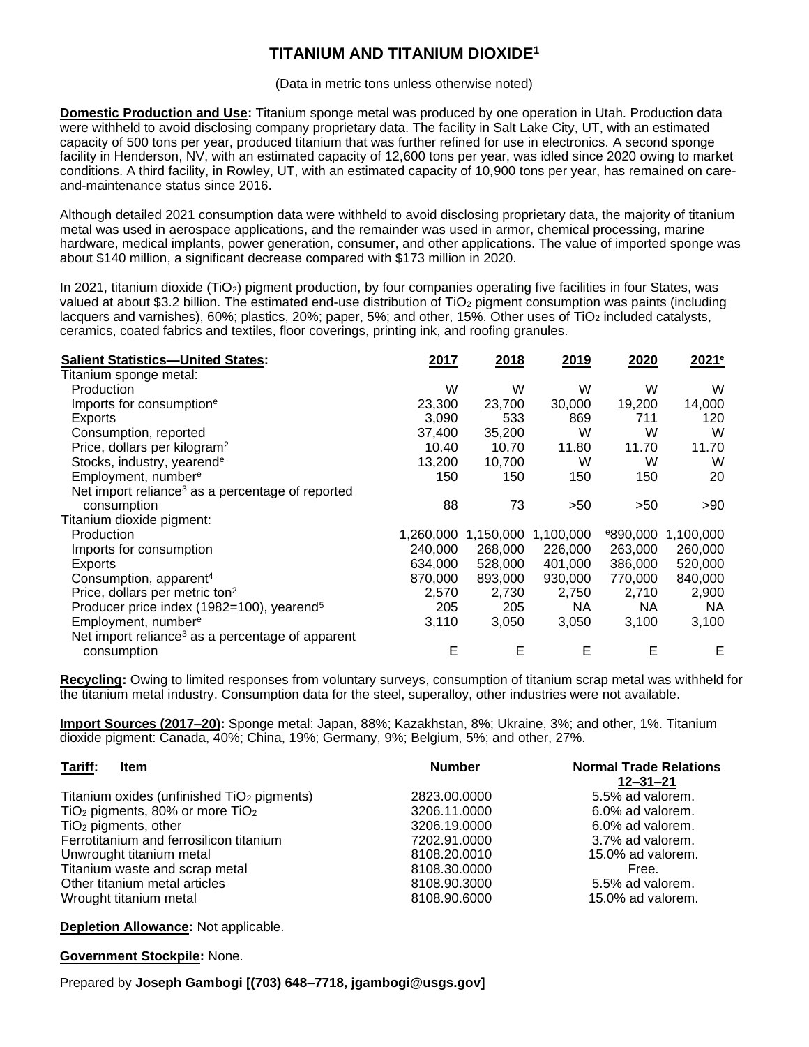# TITANIUM AND TITANIUM DIOXIDE[1]

(Data in metric tons unless otherwise noted)

**Domestic Production and Use:** Titanium sponge metal was produced by one operation in Utah. Production data were withheld to avoid disclosing company proprietary data. The facility in Salt Lake City, UT, with an estimated capacity of 500 tons per year, produced titanium that was further refined for use in electronics. A second sponge facility in Henderson, NV, with an estimated capacity of 12,600 tons per year, was idled since 2020 owing to market conditions. A third facility, in Rowley, UT, with an estimated capacity of 10,900 tons per year, has remained on care-and-maintenance status since 2016.

Although detailed 2021 consumption data were withheld to avoid disclosing proprietary data, the majority of titanium metal was used in aerospace applications, and the remainder was used in armor, chemical processing, marine hardware, medical implants, power generation, consumer, and other applications. The value of imported sponge was about $140 million, a significant decrease compared with $173 million in 2020.

In 2021, titanium dioxide ($TiO_2$) pigment production, by four companies operating five facilities in four States, was valued at about $3.2 billion. The estimated end-use distribution of $TiO_2$ pigment consumption was paints (including lacquers and varnishes), 60%; plastics, 20%; paper, 5%; and other, 15%. Other uses of $TiO_2$ included catalysts, ceramics, coated fabrics and textiles, floor coverings, printing ink, and roofing granules.

| **Salient Statistics—United States:** | **2017** | **2018** | **2019** | **2020** | **2021[e]** |
|---|---|---|---|---|---|
| Titanium sponge metal: | | | | | |
| Production | W | W | W | W | W |
| Imports for consumption[e] | 23,300 | 23,700 | 30,000 | 19,200 | 14,000 |
| Exports | 3,090 | 533 | 869 | 711 | 120 |
| Consumption, reported | 37,400 | 35,200 | W | W | W |
| Price, dollars per kilogram[2] | 10.40 | 10.70 | 11.80 | 11.70 | 11.70 |
| Stocks, industry, yearend[e] | 13,200 | 10,700 | W | W | W |
| Employment, number[e] | 150 | 150 | 150 | 150 | 20 |
| Net import reliance[3] as a percentage of reported consumption | 88 | 73 | >50 | >50 | >90 |
| Titanium dioxide pigment: | | | | | |
| Production | 1,260,000 | 1,150,000 | 1,100,000 | [e]890,000 | 1,100,000 |
| Imports for consumption | 240,000 | 268,000 | 226,000 | 263,000 | 260,000 |
| Exports | 634,000 | 528,000 | 401,000 | 386,000 | 520,000 |
| Consumption, apparent[4] | 870,000 | 893,000 | 930,000 | 770,000 | 840,000 |
| Price, dollars per metric ton[2] | 2,570 | 2,730 | 2,750 | 2,710 | 2,900 |
| Producer price index (1982=100), yearend[5] | 205 | 205 | NA | NA | NA |
| Employment, number[e] | 3,110 | 3,050 | 3,050 | 3,100 | 3,100 |
| Net import reliance[3] as a percentage of apparent consumption | E | E | E | E | E |

**Recycling:** Owing to limited responses from voluntary surveys, consumption of titanium scrap metal was withheld for the titanium metal industry. Consumption data for the steel, superalloy, other industries were not available.

**Import Sources (2017–20):** Sponge metal: Japan, 88%; Kazakhstan, 8%; Ukraine, 3%; and other, 1%. Titanium dioxide pigment: Canada, 40%; China, 19%; Germany, 9%; Belgium, 5%; and other, 27%.

| **Tariff:** Item | Number | Normal Trade Relations 12–31–21 |
|---|---|---|
| Titanium oxides (unfinished $TiO_2$ pigments) | 2823.00.0000 | 5.5% ad valorem. |
| $TiO_2$ pigments, 80% or more $TiO_2$ | 3206.11.0000 | 6.0% ad valorem. |
| $TiO_2$ pigments, other | 3206.19.0000 | 6.0% ad valorem. |
| Ferrotitanium and ferrosilicon titanium | 7202.91.0000 | 3.7% ad valorem. |
| Unwrought titanium metal | 8108.20.0010 | 15.0% ad valorem. |
| Titanium waste and scrap metal | 8108.30.0000 | Free. |
| Other titanium metal articles | 8108.90.3000 | 5.5% ad valorem. |
| Wrought titanium metal | 8108.90.6000 | 15.0% ad valorem. |

**Depletion Allowance:** Not applicable.

**Government Stockpile:** None.

Prepared by **Joseph Gambogi [(703) 648–7718, jgambogi@usgs.gov]**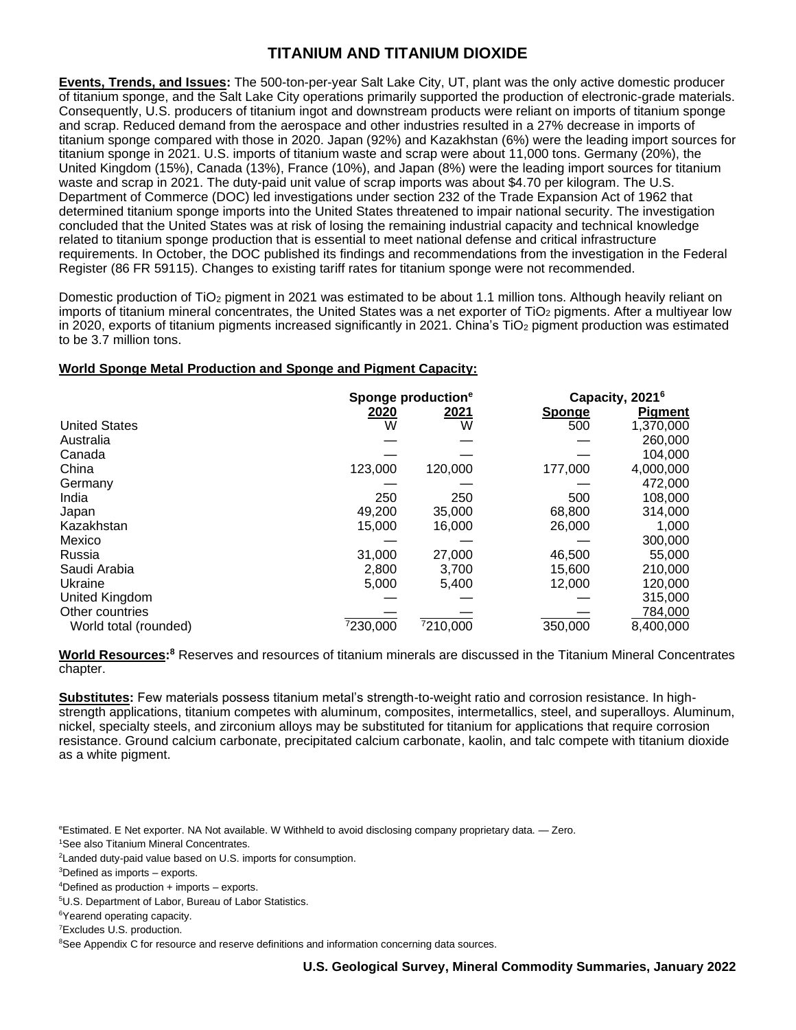# TITANIUM AND TITANIUM DIOXIDE

**Events, Trends, and Issues:** The 500-ton-per-year Salt Lake City, UT, plant was the only active domestic producer of titanium sponge, and the Salt Lake City operations primarily supported the production of electronic-grade materials. Consequently, U.S. producers of titanium ingot and downstream products were reliant on imports of titanium sponge and scrap. Reduced demand from the aerospace and other industries resulted in a 27% decrease in imports of titanium sponge compared with those in 2020. Japan (92%) and Kazakhstan (6%) were the leading import sources for titanium sponge in 2021. U.S. imports of titanium waste and scrap were about 11,000 tons. Germany (20%), the United Kingdom (15%), Canada (13%), France (10%), and Japan (8%) were the leading import sources for titanium waste and scrap in 2021. The duty-paid unit value of scrap imports was about $4.70 per kilogram. The U.S. Department of Commerce (DOC) led investigations under section 232 of the Trade Expansion Act of 1962 that determined titanium sponge imports into the United States threatened to impair national security. The investigation concluded that the United States was at risk of losing the remaining industrial capacity and technical knowledge related to titanium sponge production that is essential to meet national defense and critical infrastructure requirements. In October, the DOC published its findings and recommendations from the investigation in the Federal Register (86 FR 59115). Changes to existing tariff rates for titanium sponge were not recommended.

Domestic production of $TiO_2$ pigment in 2021 was estimated to be about 1.1 million tons. Although heavily reliant on imports of titanium mineral concentrates, the United States was a net exporter of $TiO_2$ pigments. After a multiyear low in 2020, exports of titanium pigments increased significantly in 2021. China's $TiO_2$ pigment production was estimated to be 3.7 million tons.

**World Sponge Metal Production and Sponge and Pigment Capacity:**

| | Sponge production[e] | | Capacity, 2021[6] | |
|---|---|---|---|---|
| | 2020 | 2021 | Sponge | Pigment |
| United States | W | W | 500 | 1,370,000 |
| Australia | — | — | — | 260,000 |
| Canada | — | — | — | 104,000 |
| China | 123,000 | 120,000 | 177,000 | 4,000,000 |
| Germany | — | — | — | 472,000 |
| India | 250 | 250 | 500 | 108,000 |
| Japan | 49,200 | 35,000 | 68,800 | 314,000 |
| Kazakhstan | 15,000 | 16,000 | 26,000 | 1,000 |
| Mexico | — | — | — | 300,000 |
| Russia | 31,000 | 27,000 | 46,500 | 55,000 |
| Saudi Arabia | 2,800 | 3,700 | 15,600 | 210,000 |
| Ukraine | 5,000 | 5,400 | 12,000 | 120,000 |
| United Kingdom | — | — | — | 315,000 |
| Other countries | — | — | — | 784,000 |
| World total (rounded) | [7]230,000 | [7]210,000 | 350,000 | 8,400,000 |

**World Resources:[8]** Reserves and resources of titanium minerals are discussed in the Titanium Mineral Concentrates chapter.

**Substitutes:** Few materials possess titanium metal's strength-to-weight ratio and corrosion resistance. In high-strength applications, titanium competes with aluminum, composites, intermetallics, steel, and superalloys. Aluminum, nickel, specialty steels, and zirconium alloys may be substituted for titanium for applications that require corrosion resistance. Ground calcium carbonate, precipitated calcium carbonate, kaolin, and talc compete with titanium dioxide as a white pigment.

[e]Estimated. E Net exporter. NA Not available. W Withheld to avoid disclosing company proprietary data. — Zero.
[1]See also Titanium Mineral Concentrates.
[2]Landed duty-paid value based on U.S. imports for consumption.
[3]Defined as imports – exports.
[4]Defined as production + imports – exports.
[5]U.S. Department of Labor, Bureau of Labor Statistics.
[6]Yearend operating capacity.
[7]Excludes U.S. production.
[8]See Appendix C for resource and reserve definitions and information concerning data sources.

**U.S. Geological Survey, Mineral Commodity Summaries, January 2022**